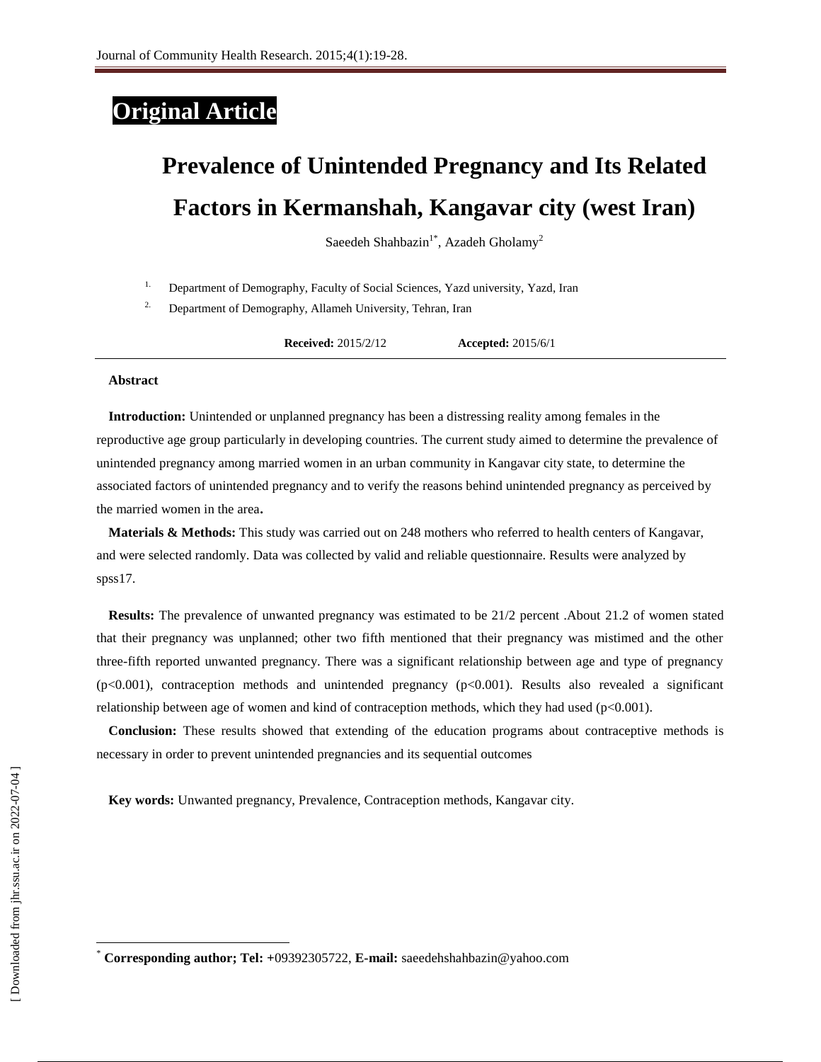Original Article

# Prevalence of Unintended Pregnancy and Its Related Factors in Kermanshah, Kangavar city (west Iran)

Saeedeh Shahbazin[1*], Azadeh Gholamy[2]

1. Department of Demography, Faculty of Social Sciences, Yazd university, Yazd, Iran
2. Department of Demography, Allameh University, Tehran, Iran

**Received:** 2015/2/12 **Accepted:** 2015/6/1

**Abstract**

**Introduction:** Unintended or unplanned pregnancy has been a distressing reality among females in the reproductive age group particularly in developing countries. The current study aimed to determine the prevalence of unintended pregnancy among married women in an urban community in Kangavar city state, to determine the associated factors of unintended pregnancy and to verify the reasons behind unintended pregnancy as perceived by the married women in the area**.**

**Materials & Methods:** This study was carried out on 248 mothers who referred to health centers of Kangavar, and were selected randomly. Data was collected by valid and reliable questionnaire. Results were analyzed by spss17.

**Results:** The prevalence of unwanted pregnancy was estimated to be 21/2 percent .About 21.2 of women stated that their pregnancy was unplanned; other two fifth mentioned that their pregnancy was mistimed and the other three-fifth reported unwanted pregnancy. There was a significant relationship between age and type of pregnancy ($p<0.001$), contraception methods and unintended pregnancy ($p<0.001$). Results also revealed a significant relationship between age of women and kind of contraception methods, which they had used ($p<0.001$).

**Conclusion:** These results showed that extending of the education programs about contraceptive methods is necessary in order to prevent unintended pregnancies and its sequential outcomes

**Key words:** Unwanted pregnancy, Prevalence, Contraception methods, Kangavar city.

[*] **Corresponding author; Tel:** +09392305722, **E-mail:** saeedehshahbazin@yahoo.com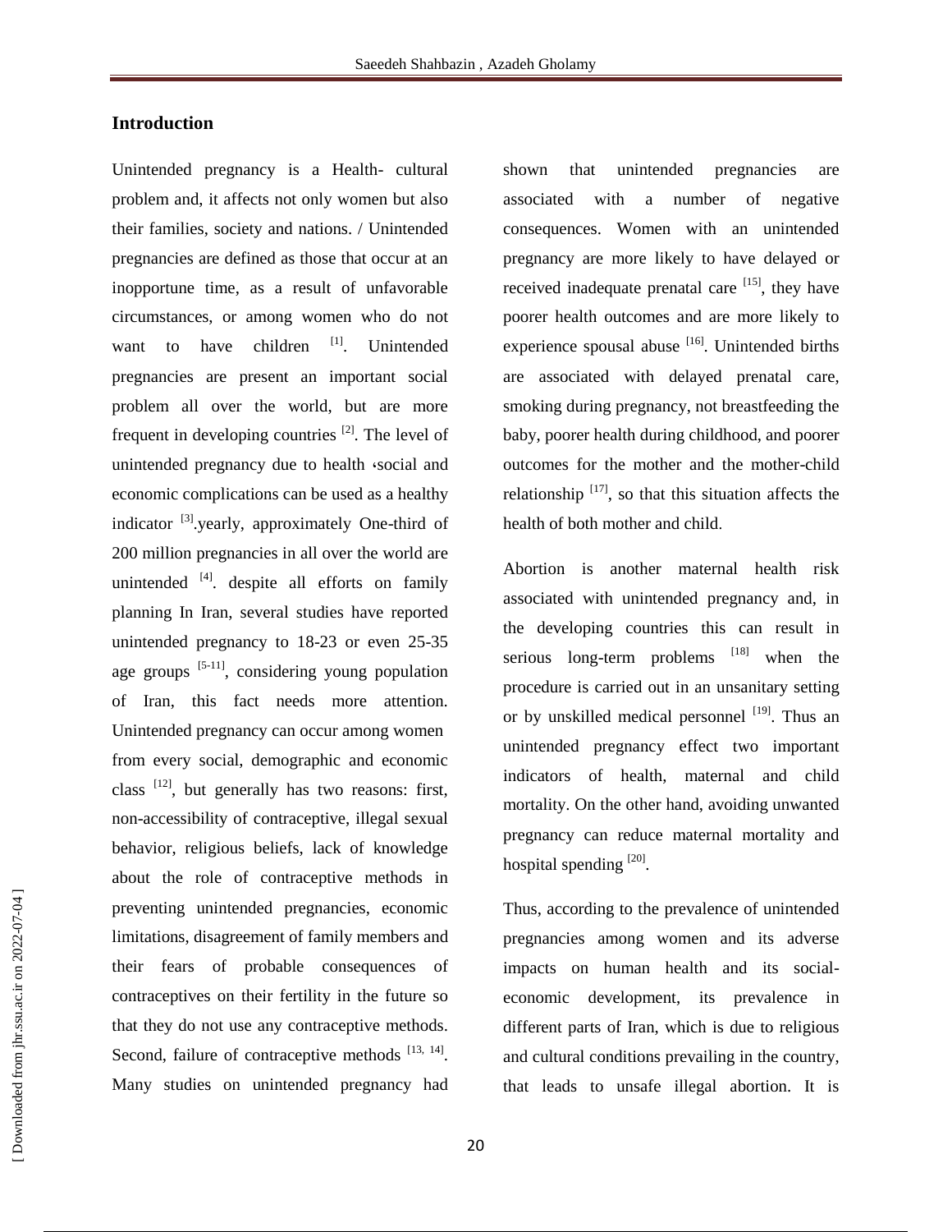## Introduction

Unintended pregnancy is a Health- cultural problem and, it affects not only women but also their families, society and nations. / Unintended pregnancies are defined as those that occur at an inopportune time, as a result of unfavorable circumstances, or among women who do not want to have children [1]. Unintended pregnancies are present an important social problem all over the world, but are more frequent in developing countries [2]. The level of unintended pregnancy due to health ،social and economic complications can be used as a healthy indicator [3].yearly, approximately One-third of 200 million pregnancies in all over the world are unintended [4]. despite all efforts on family planning In Iran, several studies have reported unintended pregnancy to 18-23 or even 25-35 age groups [5-11], considering young population of Iran, this fact needs more attention. Unintended pregnancy can occur among women from every social, demographic and economic class [12], but generally has two reasons: first, non-accessibility of contraceptive, illegal sexual behavior, religious beliefs, lack of knowledge about the role of contraceptive methods in preventing unintended pregnancies, economic limitations, disagreement of family members and their fears of probable consequences of contraceptives on their fertility in the future so that they do not use any contraceptive methods. Second, failure of contraceptive methods [13, 14]. Many studies on unintended pregnancy had shown that unintended pregnancies are associated with a number of negative consequences. Women with an unintended pregnancy are more likely to have delayed or received inadequate prenatal care [15], they have poorer health outcomes and are more likely to experience spousal abuse [16]. Unintended births are associated with delayed prenatal care, smoking during pregnancy, not breastfeeding the baby, poorer health during childhood, and poorer outcomes for the mother and the mother-child relationship [17], so that this situation affects the health of both mother and child.

Abortion is another maternal health risk associated with unintended pregnancy and, in the developing countries this can result in serious long-term problems [18] when the procedure is carried out in an unsanitary setting or by unskilled medical personnel [19]. Thus an unintended pregnancy effect two important indicators of health, maternal and child mortality. On the other hand, avoiding unwanted pregnancy can reduce maternal mortality and hospital spending [20].

Thus, according to the prevalence of unintended pregnancies among women and its adverse impacts on human health and its social-economic development, its prevalence in different parts of Iran, which is due to religious and cultural conditions prevailing in the country, that leads to unsafe illegal abortion. It is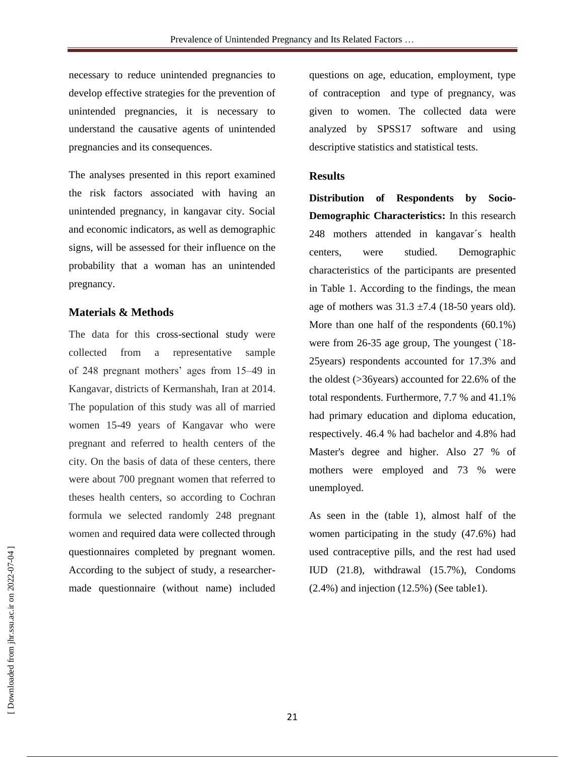necessary to reduce unintended pregnancies to develop effective strategies for the prevention of unintended pregnancies, it is necessary to understand the causative agents of unintended pregnancies and its consequences.

The analyses presented in this report examined the risk factors associated with having an unintended pregnancy, in kangavar city. Social and economic indicators, as well as demographic signs, will be assessed for their influence on the probability that a woman has an unintended pregnancy.

## Materials & Methods

The data for this cross-sectional study were collected from a representative sample of 248 pregnant mothers' ages from 15–49 in Kangavar, districts of Kermanshah, Iran at 2014. The population of this study was all of married women 15-49 years of Kangavar who were pregnant and referred to health centers of the city. On the basis of data of these centers, there were about 700 pregnant women that referred to theses health centers, so according to Cochran formula we selected randomly 248 pregnant women and required data were collected through questionnaires completed by pregnant women. According to the subject of study, a researcher-made questionnaire (without name) included questions on age, education, employment, type of contraception and type of pregnancy, was given to women. The collected data were analyzed by SPSS17 software and using descriptive statistics and statistical tests.

## Results

**Distribution of Respondents by Socio-Demographic Characteristics:** In this research 248 mothers attended in kangavar´s health centers, were studied. Demographic characteristics of the participants are presented in Table 1. According to the findings, the mean age of mothers was 31.3 ±7.4 (18-50 years old). More than one half of the respondents (60.1%) were from 26-35 age group, The youngest (`18-25years) respondents accounted for 17.3% and the oldest (>36years) accounted for 22.6% of the total respondents. Furthermore, 7.7 % and 41.1% had primary education and diploma education, respectively. 46.4 % had bachelor and 4.8% had Master's degree and higher. Also 27 % of mothers were employed and 73 % were unemployed.

As seen in the (table 1), almost half of the women participating in the study (47.6%) had used contraceptive pills, and the rest had used IUD (21.8), withdrawal (15.7%), Condoms (2.4%) and injection (12.5%) (See table1).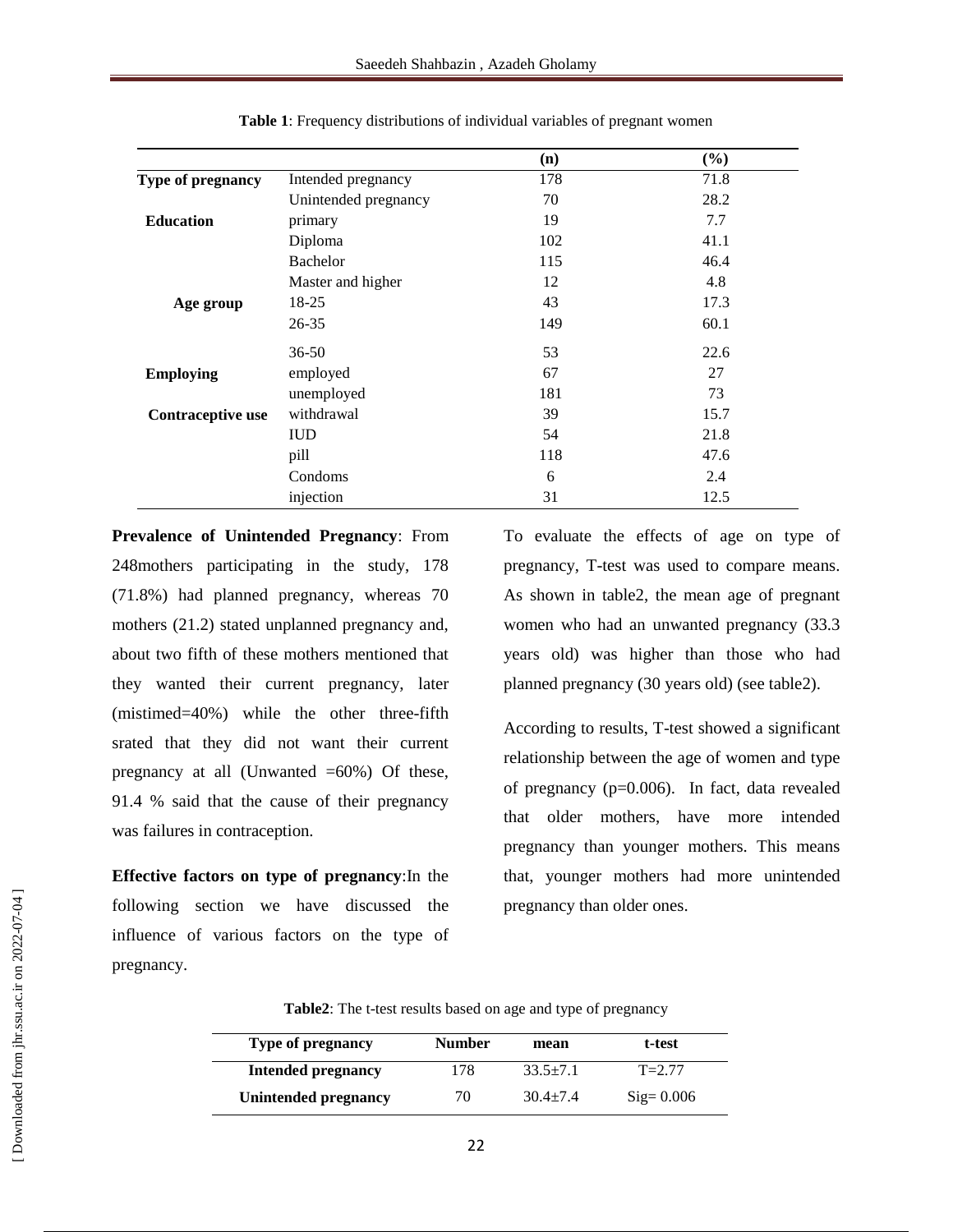**Table 1**: Frequency distributions of individual variables of pregnant women

| | | (n) | (%) |
|---|---|---|---|
| **Type of pregnancy** | Intended pregnancy | 178 | 71.8 |
| | Unintended pregnancy | 70 | 28.2 |
| **Education** | primary | 19 | 7.7 |
| | Diploma | 102 | 41.1 |
| | Bachelor | 115 | 46.4 |
| | Master and higher | 12 | 4.8 |
| **Age group** | 18-25 | 43 | 17.3 |
| | 26-35 | 149 | 60.1 |
| | 36-50 | 53 | 22.6 |
| **Employing** | employed | 67 | 27 |
| | unemployed | 181 | 73 |
| **Contraceptive use** | withdrawal | 39 | 15.7 |
| | IUD | 54 | 21.8 |
| | pill | 118 | 47.6 |
| | Condoms | 6 | 2.4 |
| | injection | 31 | 12.5 |

**Prevalence of Unintended Pregnancy**: From 248mothers participating in the study, 178 (71.8%) had planned pregnancy, whereas 70 mothers (21.2) stated unplanned pregnancy and, about two fifth of these mothers mentioned that they wanted their current pregnancy, later (mistimed=40%) while the other three-fifth srated that they did not want their current pregnancy at all (Unwanted =60%) Of these, 91.4 % said that the cause of their pregnancy was failures in contraception.

**Effective factors on type of pregnancy**:In the following section we have discussed the influence of various factors on the type of pregnancy.

To evaluate the effects of age on type of pregnancy, T-test was used to compare means. As shown in table2, the mean age of pregnant women who had an unwanted pregnancy (33.3 years old) was higher than those who had planned pregnancy (30 years old) (see table2).

According to results, T-test showed a significant relationship between the age of women and type of pregnancy (p=0.006). In fact, data revealed that older mothers, have more intended pregnancy than younger mothers. This means that, younger mothers had more unintended pregnancy than older ones.

**Table2**: The t-test results based on age and type of pregnancy

| Type of pregnancy | Number | mean | t-test |
|---|---|---|---|
| **Intended pregnancy** | 178 | 33.5±7.1 | T=2.77 |
| **Unintended pregnancy** | 70 | 30.4±7.4 | Sig= 0.006 |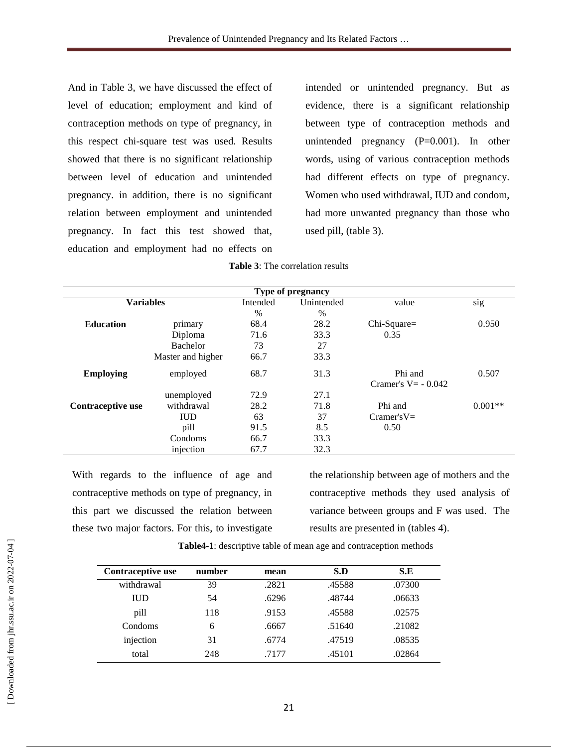And in Table 3, we have discussed the effect of level of education; employment and kind of contraception methods on type of pregnancy, in this respect chi-square test was used. Results showed that there is no significant relationship between level of education and unintended pregnancy. in addition, there is no significant relation between employment and unintended pregnancy. In fact this test showed that, education and employment had no effects on intended or unintended pregnancy. But as evidence, there is a significant relationship between type of contraception methods and unintended pregnancy (P=0.001). In other words, using of various contraception methods had different effects on type of pregnancy. Women who used withdrawal, IUD and condom, had more unwanted pregnancy than those who used pill, (table 3).

**Table 3**: The correlation results

| Variables | | Type of pregnancy | | | |
|---|---|---|---|---|---|
| | | Intended % | Unintended % | value | sig |
| **Education** | primary | 68.4 | 28.2 | Chi-Square= 0.35 | 0.950 |
| | Diploma | 71.6 | 33.3 | | |
| | Bachelor | 73 | 27 | | |
| | Master and higher | 66.7 | 33.3 | | |
| **Employing** | employed | 68.7 | 31.3 | Phi and Cramer's V= - 0.042 | 0.507 |
| | unemployed | 72.9 | 27.1 | | |
| **Contraceptive use** | withdrawal | 28.2 | 71.8 | Phi and Cramer'sV= 0.50 | 0.001** |
| | IUD | 63 | 37 | | |
| | pill | 91.5 | 8.5 | | |
| | Condoms | 66.7 | 33.3 | | |
| | injection | 67.7 | 32.3 | | |

With regards to the influence of age and contraceptive methods on type of pregnancy, in this part we discussed the relation between these two major factors. For this, to investigate the relationship between age of mothers and the contraceptive methods they used analysis of variance between groups and F was used. The results are presented in (tables 4).

**Table4-1**: descriptive table of mean age and contraception methods

| Contraceptive use | number | mean | S.D | S.E |
|---|---|---|---|---|
| withdrawal | 39 | .2821 | .45588 | .07300 |
| IUD | 54 | .6296 | .48744 | .06633 |
| pill | 118 | .9153 | .45588 | .02575 |
| Condoms | 6 | .6667 | .51640 | .21082 |
| injection | 31 | .6774 | .47519 | .08535 |
| total | 248 | .7177 | .45101 | .02864 |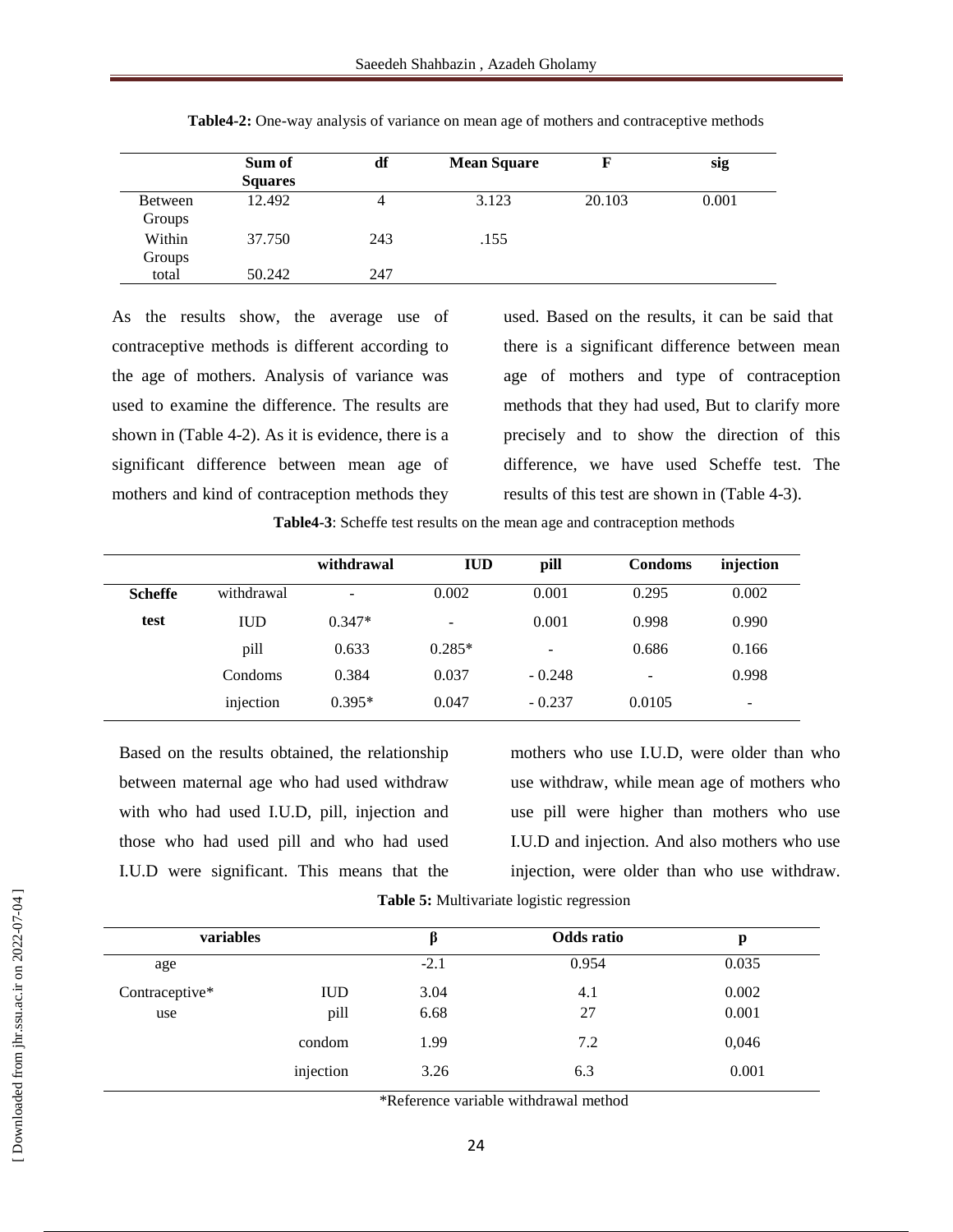**Table4-2:** One-way analysis of variance on mean age of mothers and contraceptive methods

| | Sum of Squares | df | Mean Square | F | sig |
|---|---|---|---|---|---|
| Between Groups | 12.492 | 4 | 3.123 | 20.103 | 0.001 |
| Within Groups | 37.750 | 243 | .155 | | |
| total | 50.242 | 247 | | | |

As the results show, the average use of contraceptive methods is different according to the age of mothers. Analysis of variance was used to examine the difference. The results are shown in (Table 4-2). As it is evidence, there is a significant difference between mean age of mothers and kind of contraception methods they used. Based on the results, it can be said that there is a significant difference between mean age of mothers and type of contraception methods that they had used, But to clarify more precisely and to show the direction of this difference, we have used Scheffe test. The results of this test are shown in (Table 4-3).

**Table4-3**: Scheffe test results on the mean age and contraception methods

| | | withdrawal | IUD | pill | Condoms | injection |
|---|---|---|---|---|---|---|
| **Scheffe test** | withdrawal | - | 0.002 | 0.001 | 0.295 | 0.002 |
| | IUD | 0.347* | - | 0.001 | 0.998 | 0.990 |
| | pill | 0.633 | 0.285* | - | 0.686 | 0.166 |
| | Condoms | 0.384 | 0.037 | - 0.248 | - | 0.998 |
| | injection | 0.395* | 0.047 | - 0.237 | 0.0105 | - |

Based on the results obtained, the relationship between maternal age who had used withdraw with who had used I.U.D, pill, injection and those who had used pill and who had used I.U.D were significant. This means that the mothers who use I.U.D, were older than who use withdraw, while mean age of mothers who use pill were higher than mothers who use I.U.D and injection. And also mothers who use injection, were older than who use withdraw.

**Table 5:** Multivariate logistic regression

| variables | | β | Odds ratio | p |
|---|---|---|---|---|
| age | | -2.1 | 0.954 | 0.035 |
| Contraceptive* use | IUD | 3.04 | 4.1 | 0.002 |
| | pill | 6.68 | 27 | 0.001 |
| | condom | 1.99 | 7.2 | 0,046 |
| | injection | 3.26 | 6.3 | 0.001 |

*Reference variable withdrawal method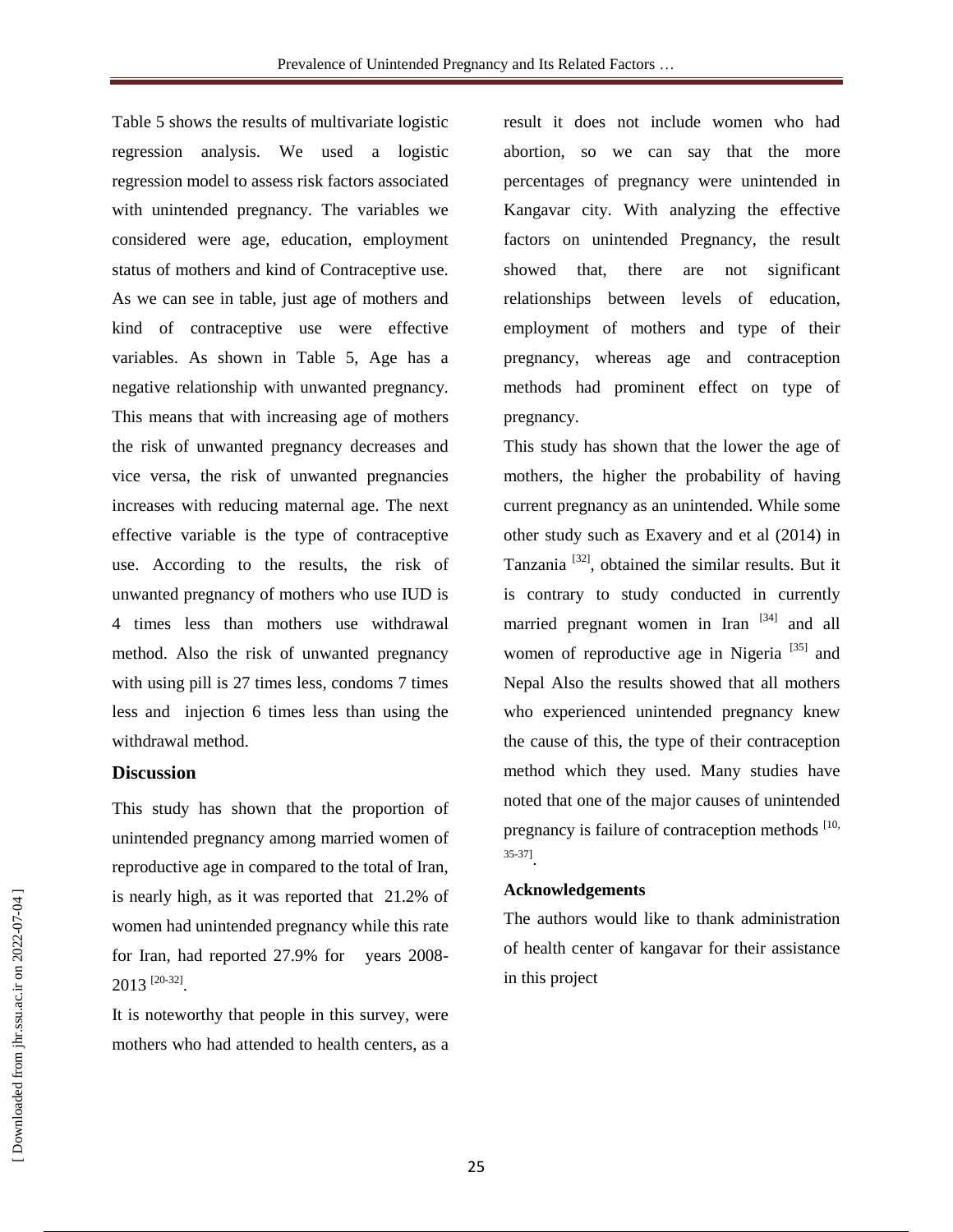Table 5 shows the results of multivariate logistic regression analysis. We used a logistic regression model to assess risk factors associated with unintended pregnancy. The variables we considered were age, education, employment status of mothers and kind of Contraceptive use. As we can see in table, just age of mothers and kind of contraceptive use were effective variables. As shown in Table 5, Age has a negative relationship with unwanted pregnancy. This means that with increasing age of mothers the risk of unwanted pregnancy decreases and vice versa, the risk of unwanted pregnancies increases with reducing maternal age. The next effective variable is the type of contraceptive use. According to the results, the risk of unwanted pregnancy of mothers who use IUD is 4 times less than mothers use withdrawal method. Also the risk of unwanted pregnancy with using pill is 27 times less, condoms 7 times less and injection 6 times less than using the withdrawal method.

## Discussion

This study has shown that the proportion of unintended pregnancy among married women of reproductive age in compared to the total of Iran, is nearly high, as it was reported that 21.2% of women had unintended pregnancy while this rate for Iran, had reported 27.9% for years 2008-2013 [20-32].

It is noteworthy that people in this survey, were mothers who had attended to health centers, as a result it does not include women who had abortion, so we can say that the more percentages of pregnancy were unintended in Kangavar city. With analyzing the effective factors on unintended Pregnancy, the result showed that, there are not significant relationships between levels of education, employment of mothers and type of their pregnancy, whereas age and contraception methods had prominent effect on type of pregnancy.

This study has shown that the lower the age of mothers, the higher the probability of having current pregnancy as an unintended. While some other study such as Exavery and et al (2014) in Tanzania [32], obtained the similar results. But it is contrary to study conducted in currently married pregnant women in Iran [34] and all women of reproductive age in Nigeria [35] and Nepal Also the results showed that all mothers who experienced unintended pregnancy knew the cause of this, the type of their contraception method which they used. Many studies have noted that one of the major causes of unintended pregnancy is failure of contraception methods [10, 35-37].

### Acknowledgements

The authors would like to thank administration of health center of kangavar for their assistance in this project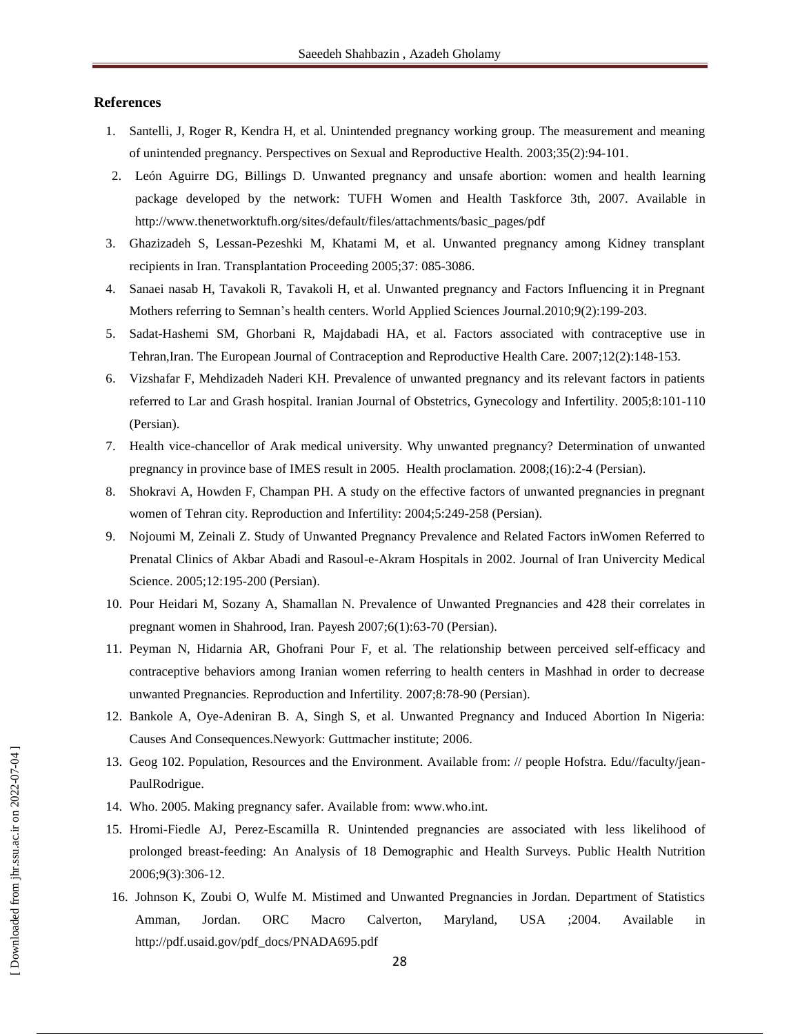## References

1. Santelli, J, Roger R, Kendra H, et al. Unintended pregnancy working group. The measurement and meaning of unintended pregnancy. Perspectives on Sexual and Reproductive Health. 2003;35(2):94-101.
2. León Aguirre DG, Billings D. Unwanted pregnancy and unsafe abortion: women and health learning package developed by the network: TUFH Women and Health Taskforce 3th, 2007. Available in http://www.thenetworktufh.org/sites/default/files/attachments/basic_pages/pdf
3. Ghazizadeh S, Lessan-Pezeshki M, Khatami M, et al. Unwanted pregnancy among Kidney transplant recipients in Iran. Transplantation Proceeding 2005;37: 085-3086.
4. Sanaei nasab H, Tavakoli R, Tavakoli H, et al. Unwanted pregnancy and Factors Influencing it in Pregnant Mothers referring to Semnan's health centers. World Applied Sciences Journal.2010;9(2):199-203.
5. Sadat-Hashemi SM, Ghorbani R, Majdabadi HA, et al. Factors associated with contraceptive use in Tehran,Iran. The European Journal of Contraception and Reproductive Health Care. 2007;12(2):148-153.
6. Vizshafar F, Mehdizadeh Naderi KH. Prevalence of unwanted pregnancy and its relevant factors in patients referred to Lar and Grash hospital. Iranian Journal of Obstetrics, Gynecology and Infertility. 2005;8:101-110 (Persian).
7. Health vice-chancellor of Arak medical university. Why unwanted pregnancy? Determination of unwanted pregnancy in province base of IMES result in 2005. Health proclamation. 2008;(16):2-4 (Persian).
8. Shokravi A, Howden F, Champan PH. A study on the effective factors of unwanted pregnancies in pregnant women of Tehran city. Reproduction and Infertility: 2004;5:249-258 (Persian).
9. Nojoumi M, Zeinali Z. Study of Unwanted Pregnancy Prevalence and Related Factors inWomen Referred to Prenatal Clinics of Akbar Abadi and Rasoul-e-Akram Hospitals in 2002. Journal of Iran Univercity Medical Science. 2005;12:195-200 (Persian).
10. Pour Heidari M, Sozany A, Shamallan N. Prevalence of Unwanted Pregnancies and 428 their correlates in pregnant women in Shahrood, Iran. Payesh 2007;6(1):63-70 (Persian).
11. Peyman N, Hidarnia AR, Ghofrani Pour F, et al. The relationship between perceived self-efficacy and contraceptive behaviors among Iranian women referring to health centers in Mashhad in order to decrease unwanted Pregnancies. Reproduction and Infertility. 2007;8:78-90 (Persian).
12. Bankole A, Oye-Adeniran B. A, Singh S, et al. Unwanted Pregnancy and Induced Abortion In Nigeria: Causes And Consequences.Newyork: Guttmacher institute; 2006.
13. Geog 102. Population, Resources and the Environment. Available from: // people Hofstra. Edu//faculty/jean-PaulRodrigue.
14. Who. 2005. Making pregnancy safer. Available from: www.who.int.
15. Hromi-Fiedle AJ, Perez-Escamilla R. Unintended pregnancies are associated with less likelihood of prolonged breast-feeding: An Analysis of 18 Demographic and Health Surveys. Public Health Nutrition 2006;9(3):306-12.
16. Johnson K, Zoubi O, Wulfe M. Mistimed and Unwanted Pregnancies in Jordan. Department of Statistics Amman, Jordan. ORC Macro Calverton, Maryland, USA ;2004. Available in http://pdf.usaid.gov/pdf_docs/PNADA695.pdf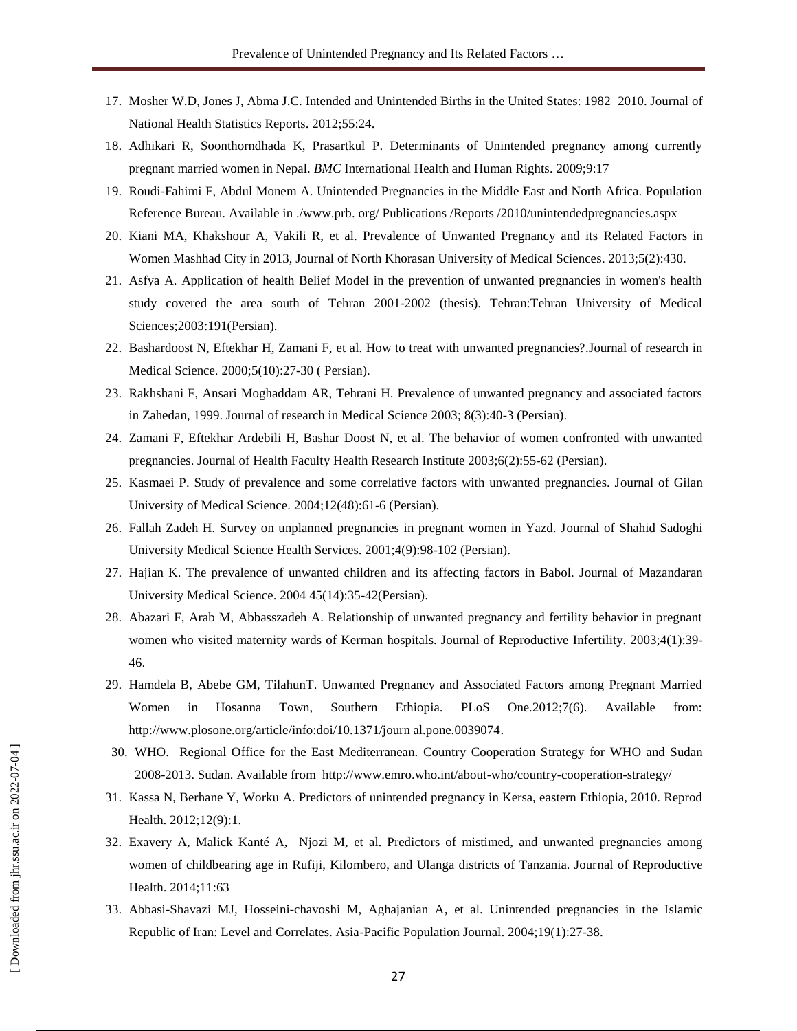17. Mosher W.D, Jones J, Abma J.C. Intended and Unintended Births in the United States: 1982–2010. Journal of National Health Statistics Reports. 2012;55:24.
18. Adhikari R, Soonthorndhada K, Prasartkul P. Determinants of Unintended pregnancy among currently pregnant married women in Nepal. *BMC* International Health and Human Rights. 2009;9:17
19. Roudi-Fahimi F, Abdul Monem A. Unintended Pregnancies in the Middle East and North Africa. Population Reference Bureau. Available in ./www.prb. org/ Publications /Reports /2010/unintendedpregnancies.aspx
20. Kiani MA, Khakshour A, Vakili R, et al. Prevalence of Unwanted Pregnancy and its Related Factors in Women Mashhad City in 2013, Journal of North Khorasan University of Medical Sciences. 2013;5(2):430.
21. Asfya A. Application of health Belief Model in the prevention of unwanted pregnancies in women's health study covered the area south of Tehran 2001-2002 (thesis). Tehran:Tehran University of Medical Sciences;2003:191(Persian).
22. Bashardoost N, Eftekhar H, Zamani F, et al. How to treat with unwanted pregnancies?.Journal of research in Medical Science. 2000;5(10):27-30 ( Persian).
23. Rakhshani F, Ansari Moghaddam AR, Tehrani H. Prevalence of unwanted pregnancy and associated factors in Zahedan, 1999. Journal of research in Medical Science 2003; 8(3):40-3 (Persian).
24. Zamani F, Eftekhar Ardebili H, Bashar Doost N, et al. The behavior of women confronted with unwanted pregnancies. Journal of Health Faculty Health Research Institute 2003;6(2):55-62 (Persian).
25. Kasmaei P. Study of prevalence and some correlative factors with unwanted pregnancies. Journal of Gilan University of Medical Science. 2004;12(48):61-6 (Persian).
26. Fallah Zadeh H. Survey on unplanned pregnancies in pregnant women in Yazd. Journal of Shahid Sadoghi University Medical Science Health Services. 2001;4(9):98-102 (Persian).
27. Hajian K. The prevalence of unwanted children and its affecting factors in Babol. Journal of Mazandaran University Medical Science. 2004 45(14):35-42(Persian).
28. Abazari F, Arab M, Abbasszadeh A. Relationship of unwanted pregnancy and fertility behavior in pregnant women who visited maternity wards of Kerman hospitals. Journal of Reproductive Infertility. 2003;4(1):39-46.
29. Hamdela B, Abebe GM, TilahunT. Unwanted Pregnancy and Associated Factors among Pregnant Married Women in Hosanna Town, Southern Ethiopia. PLoS One.2012;7(6). Available from: http://www.plosone.org/article/info:doi/10.1371/journ al.pone.0039074.
30. WHO. Regional Office for the East Mediterranean. Country Cooperation Strategy for WHO and Sudan 2008-2013. Sudan. Available from http://www.emro.who.int/about-who/country-cooperation-strategy/
31. Kassa N, Berhane Y, Worku A. Predictors of unintended pregnancy in Kersa, eastern Ethiopia, 2010. Reprod Health. 2012;12(9):1.
32. Exavery A, Malick Kanté A, Njozi M, et al. Predictors of mistimed, and unwanted pregnancies among women of childbearing age in Rufiji, Kilombero, and Ulanga districts of Tanzania. Journal of Reproductive Health. 2014;11:63
33. Abbasi-Shavazi MJ, Hosseini-chavoshi M, Aghajanian A, et al. Unintended pregnancies in the Islamic Republic of Iran: Level and Correlates. Asia-Pacific Population Journal. 2004;19(1):27-38.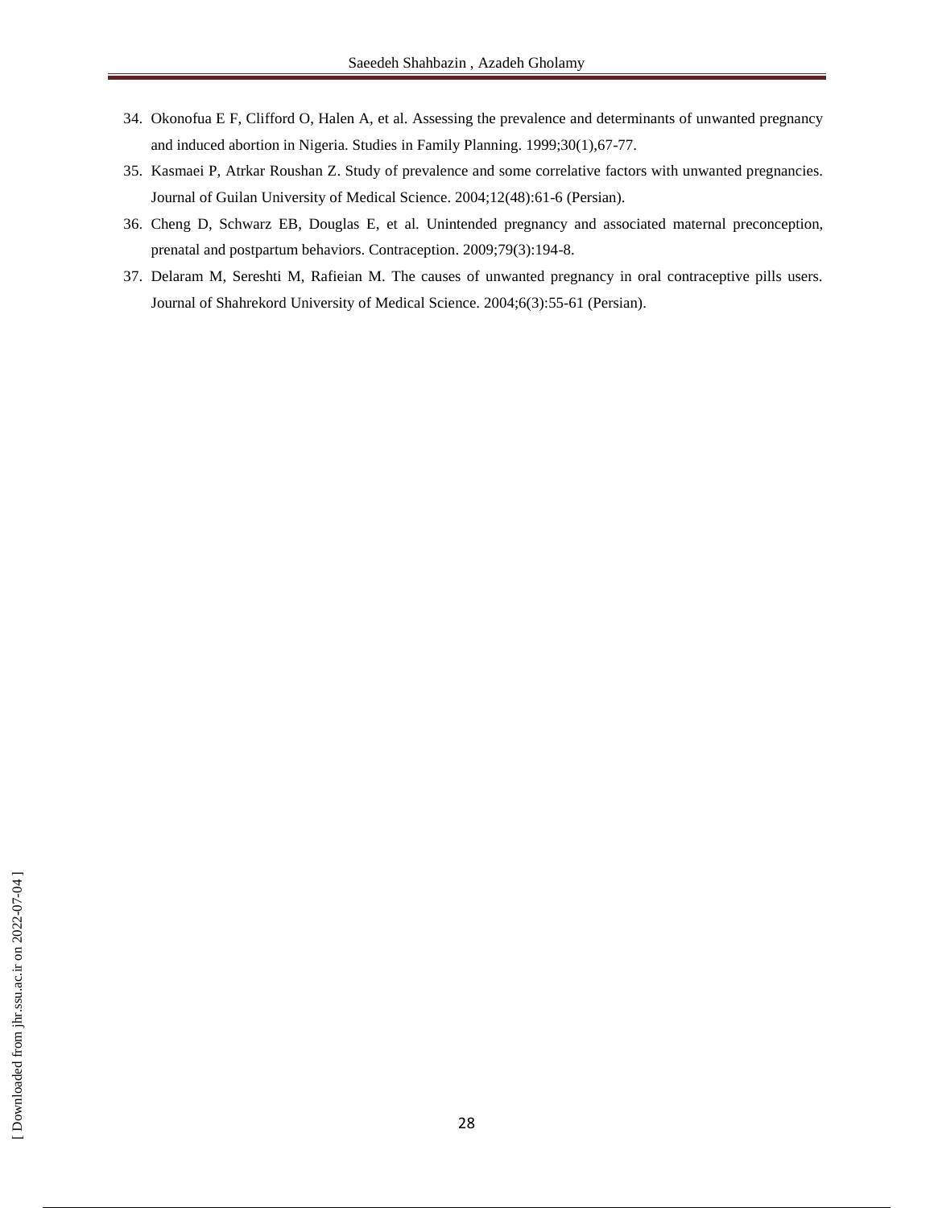34. Okonofua E F, Clifford O, Halen A, et al. Assessing the prevalence and determinants of unwanted pregnancy and induced abortion in Nigeria. Studies in Family Planning. 1999;30(1),67-77.
35. Kasmaei P, Atrkar Roushan Z. Study of prevalence and some correlative factors with unwanted pregnancies. Journal of Guilan University of Medical Science. 2004;12(48):61-6 (Persian).
36. Cheng D, Schwarz EB, Douglas E, et al. Unintended pregnancy and associated maternal preconception, prenatal and postpartum behaviors. Contraception. 2009;79(3):194-8.
37. Delaram M, Sereshti M, Rafieian M. The causes of unwanted pregnancy in oral contraceptive pills users. Journal of Shahrekord University of Medical Science. 2004;6(3):55-61 (Persian).